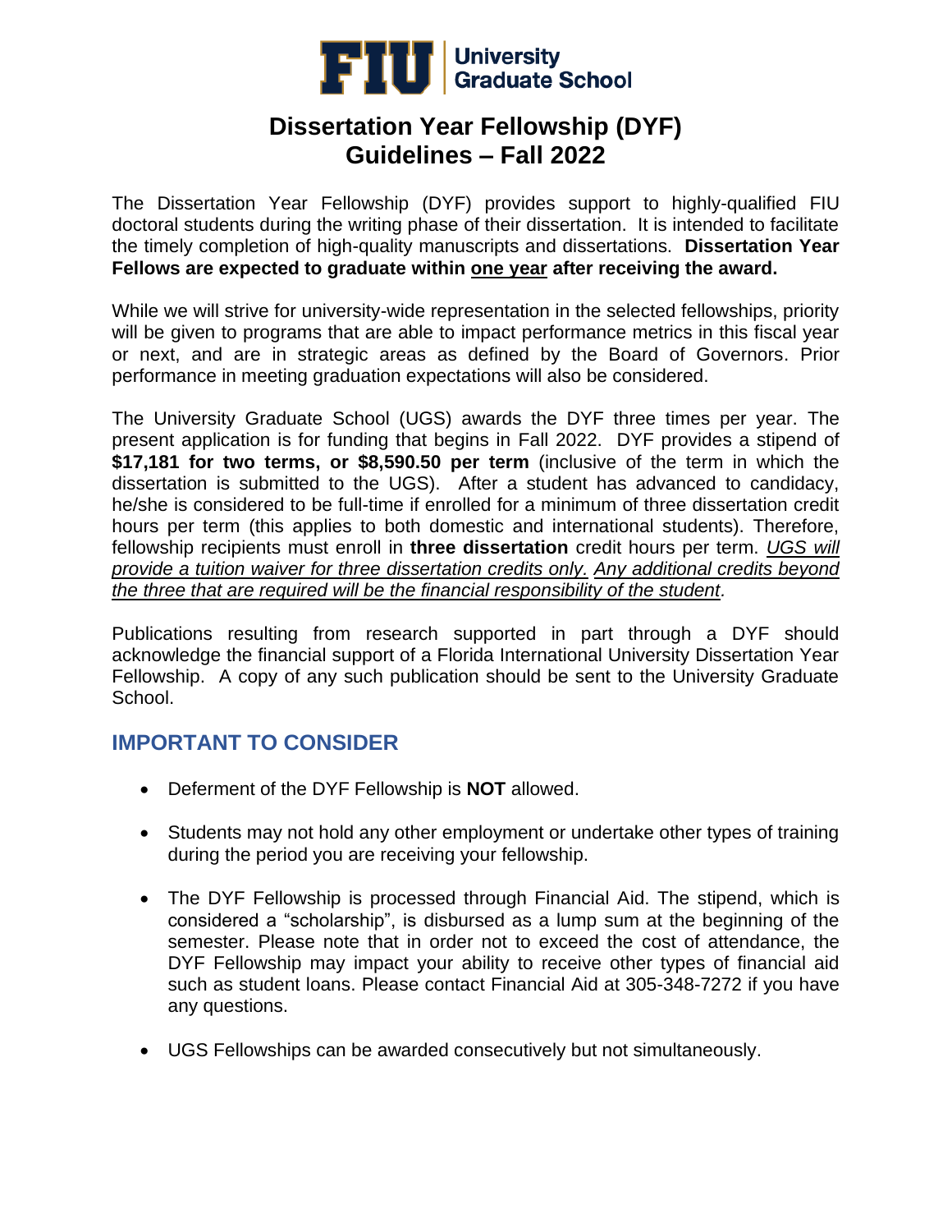FIU | University Graduate School

# Dissertation Year Fellowship (DYF) Guidelines – Fall 2022

The Dissertation Year Fellowship (DYF) provides support to highly-qualified FIU doctoral students during the writing phase of their dissertation. It is intended to facilitate the timely completion of high-quality manuscripts and dissertations. **Dissertation Year Fellows are expected to graduate within one year after receiving the award.**

While we will strive for university-wide representation in the selected fellowships, priority will be given to programs that are able to impact performance metrics in this fiscal year or next, and are in strategic areas as defined by the Board of Governors. Prior performance in meeting graduation expectations will also be considered.

The University Graduate School (UGS) awards the DYF three times per year. The present application is for funding that begins in Fall 2022. DYF provides a stipend of **$17,181 for two terms, or $8,590.50 per term** (inclusive of the term in which the dissertation is submitted to the UGS). After a student has advanced to candidacy, he/she is considered to be full-time if enrolled for a minimum of three dissertation credit hours per term (this applies to both domestic and international students). Therefore, fellowship recipients must enroll in **three dissertation** credit hours per term. *UGS will provide a tuition waiver for three dissertation credits only. Any additional credits beyond the three that are required will be the financial responsibility of the student*.

Publications resulting from research supported in part through a DYF should acknowledge the financial support of a Florida International University Dissertation Year Fellowship. A copy of any such publication should be sent to the University Graduate School.

## IMPORTANT TO CONSIDER

- Deferment of the DYF Fellowship is **NOT** allowed.
- Students may not hold any other employment or undertake other types of training during the period you are receiving your fellowship.
- The DYF Fellowship is processed through Financial Aid. The stipend, which is considered a "scholarship", is disbursed as a lump sum at the beginning of the semester. Please note that in order not to exceed the cost of attendance, the DYF Fellowship may impact your ability to receive other types of financial aid such as student loans. Please contact Financial Aid at 305-348-7272 if you have any questions.
- UGS Fellowships can be awarded consecutively but not simultaneously.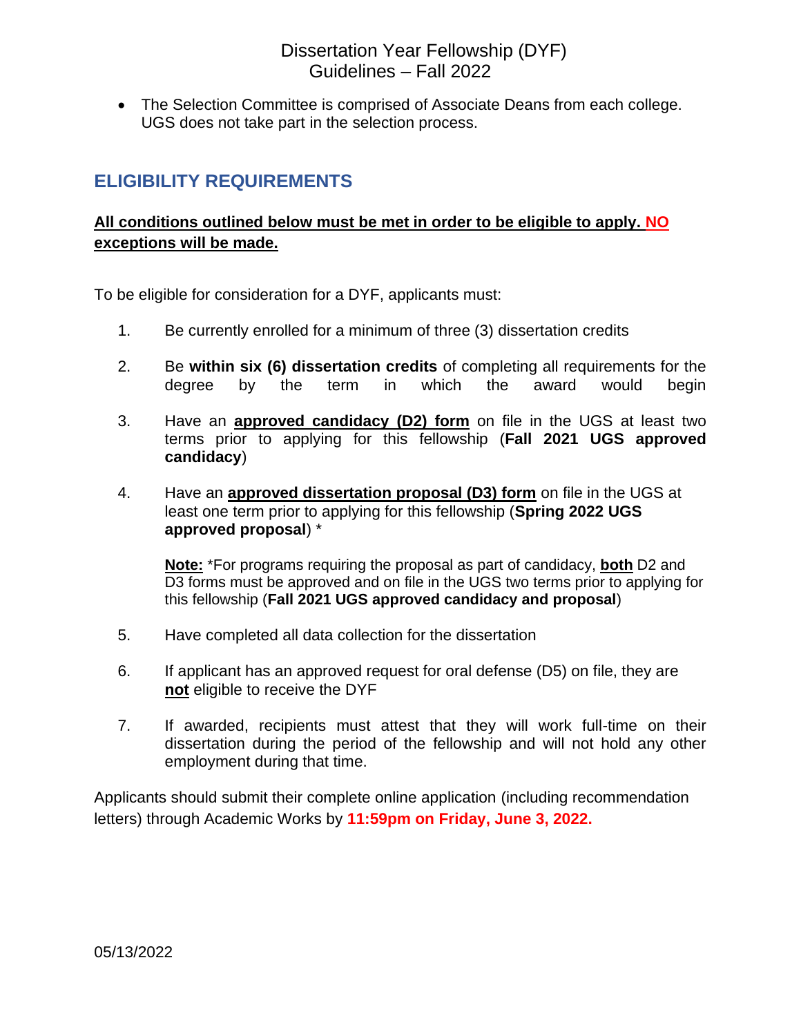- The Selection Committee is comprised of Associate Deans from each college. UGS does not take part in the selection process.

## ELIGIBILITY REQUIREMENTS

**All conditions outlined below must be met in order to be eligible to apply. NO exceptions will be made.**

To be eligible for consideration for a DYF, applicants must:

1. Be currently enrolled for a minimum of three (3) dissertation credits

2. Be **within six (6) dissertation credits** of completing all requirements for the degree by the term in which the award would begin

3. Have an **approved candidacy (D2) form** on file in the UGS at least two terms prior to applying for this fellowship (**Fall 2021 UGS approved candidacy**)

4. Have an **approved dissertation proposal (D3) form** on file in the UGS at least one term prior to applying for this fellowship (**Spring 2022 UGS approved proposal**) *

   **Note:** *For programs requiring the proposal as part of candidacy, **both** D2 and D3 forms must be approved and on file in the UGS two terms prior to applying for this fellowship (**Fall 2021 UGS approved candidacy and proposal**)

5. Have completed all data collection for the dissertation

6. If applicant has an approved request for oral defense (D5) on file, they are **not** eligible to receive the DYF

7. If awarded, recipients must attest that they will work full-time on their dissertation during the period of the fellowship and will not hold any other employment during that time.

Applicants should submit their complete online application (including recommendation letters) through Academic Works by **11:59pm on Friday, June 3, 2022.**

05/13/2022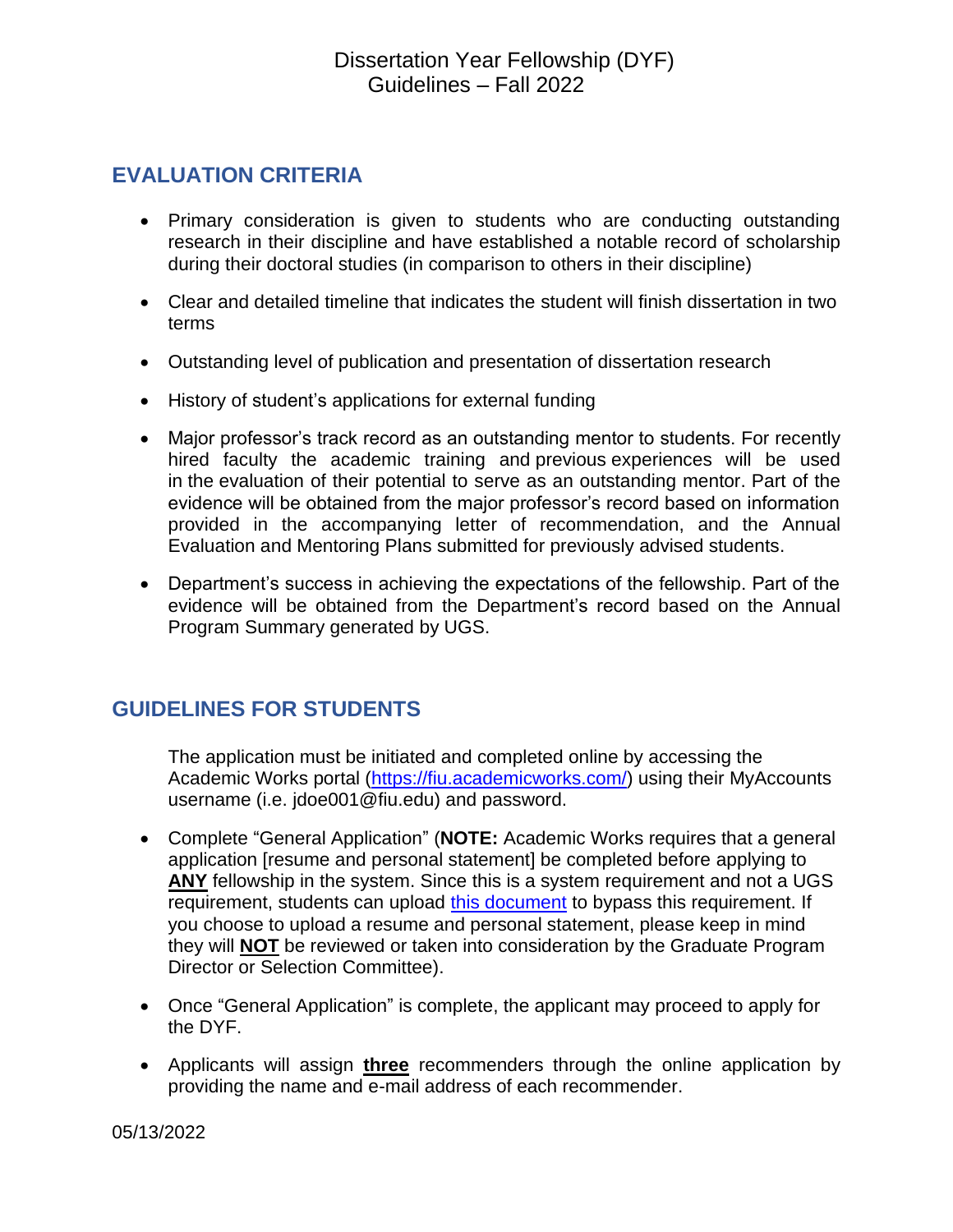## EVALUATION CRITERIA

- Primary consideration is given to students who are conducting outstanding research in their discipline and have established a notable record of scholarship during their doctoral studies (in comparison to others in their discipline)
- Clear and detailed timeline that indicates the student will finish dissertation in two terms
- Outstanding level of publication and presentation of dissertation research
- History of student's applications for external funding
- Major professor's track record as an outstanding mentor to students. For recently hired faculty the academic training and previous experiences will be used in the evaluation of their potential to serve as an outstanding mentor. Part of the evidence will be obtained from the major professor's record based on information provided in the accompanying letter of recommendation, and the Annual Evaluation and Mentoring Plans submitted for previously advised students.
- Department's success in achieving the expectations of the fellowship. Part of the evidence will be obtained from the Department's record based on the Annual Program Summary generated by UGS.

## GUIDELINES FOR STUDENTS

The application must be initiated and completed online by accessing the Academic Works portal ([https://fiu.academicworks.com/](https://fiu.academicworks.com/)) using their MyAccounts username (i.e. jdoe001@fiu.edu) and password.

- Complete "General Application" (**NOTE:** Academic Works requires that a general application [resume and personal statement] be completed before applying to **ANY** fellowship in the system. Since this is a system requirement and not a UGS requirement, students can upload this document to bypass this requirement. If you choose to upload a resume and personal statement, please keep in mind they will **NOT** be reviewed or taken into consideration by the Graduate Program Director or Selection Committee).
- Once "General Application" is complete, the applicant may proceed to apply for the DYF.
- Applicants will assign **three** recommenders through the online application by providing the name and e-mail address of each recommender.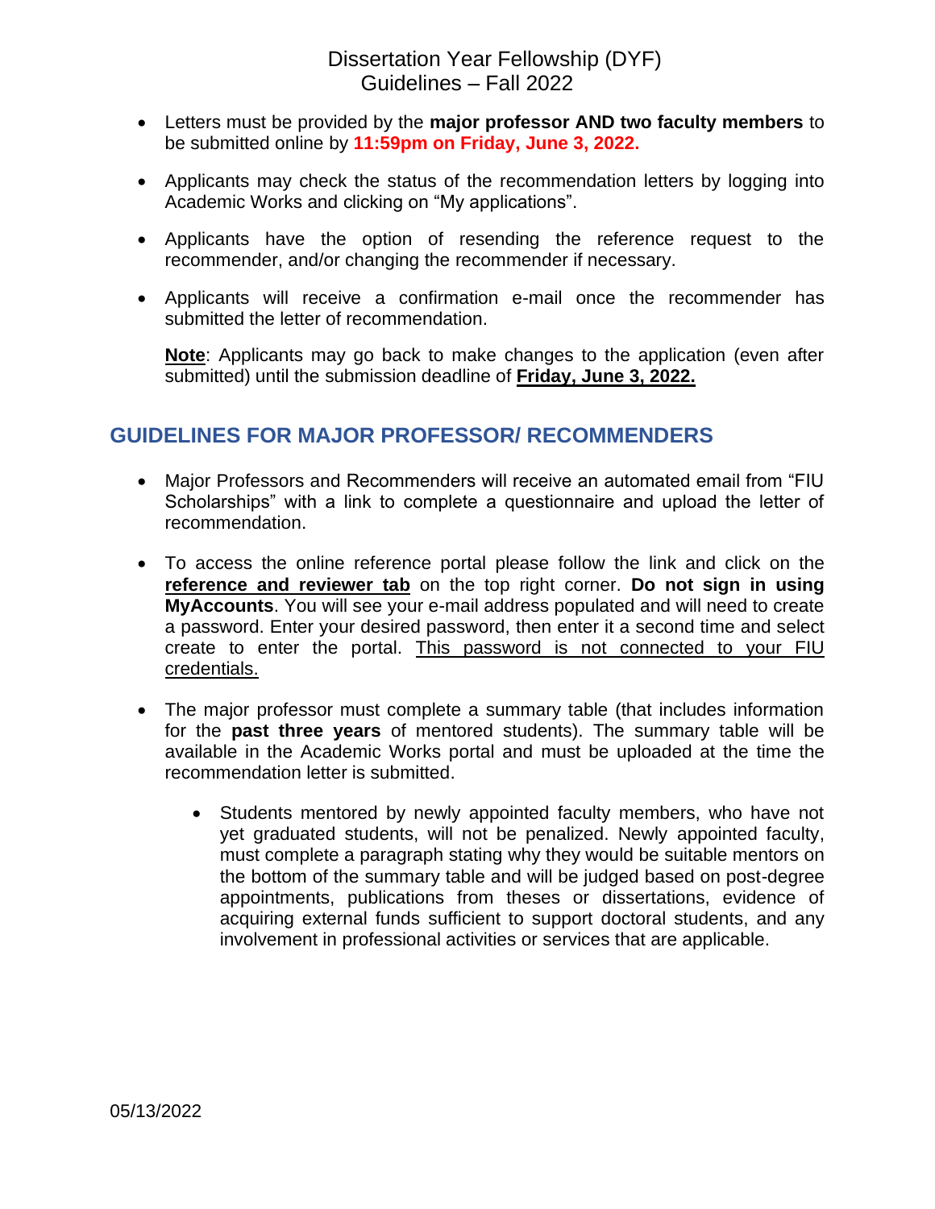- Letters must be provided by the **major professor AND two faculty members** to be submitted online by **11:59pm on Friday, June 3, 2022.**

- Applicants may check the status of the recommendation letters by logging into Academic Works and clicking on "My applications".

- Applicants have the option of resending the reference request to the recommender, and/or changing the recommender if necessary.

- Applicants will receive a confirmation e-mail once the recommender has submitted the letter of recommendation.

  **Note**: Applicants may go back to make changes to the application (even after submitted) until the submission deadline of **Friday, June 3, 2022.**

## GUIDELINES FOR MAJOR PROFESSOR/ RECOMMENDERS

- Major Professors and Recommenders will receive an automated email from "FIU Scholarships" with a link to complete a questionnaire and upload the letter of recommendation.

- To access the online reference portal please follow the link and click on the **reference and reviewer tab** on the top right corner. **Do not sign in using MyAccounts**. You will see your e-mail address populated and will need to create a password. Enter your desired password, then enter it a second time and select create to enter the portal. This password is not connected to your FIU credentials.

- The major professor must complete a summary table (that includes information for the **past three years** of mentored students). The summary table will be available in the Academic Works portal and must be uploaded at the time the recommendation letter is submitted.

  - Students mentored by newly appointed faculty members, who have not yet graduated students, will not be penalized. Newly appointed faculty, must complete a paragraph stating why they would be suitable mentors on the bottom of the summary table and will be judged based on post-degree appointments, publications from theses or dissertations, evidence of acquiring external funds sufficient to support doctoral students, and any involvement in professional activities or services that are applicable.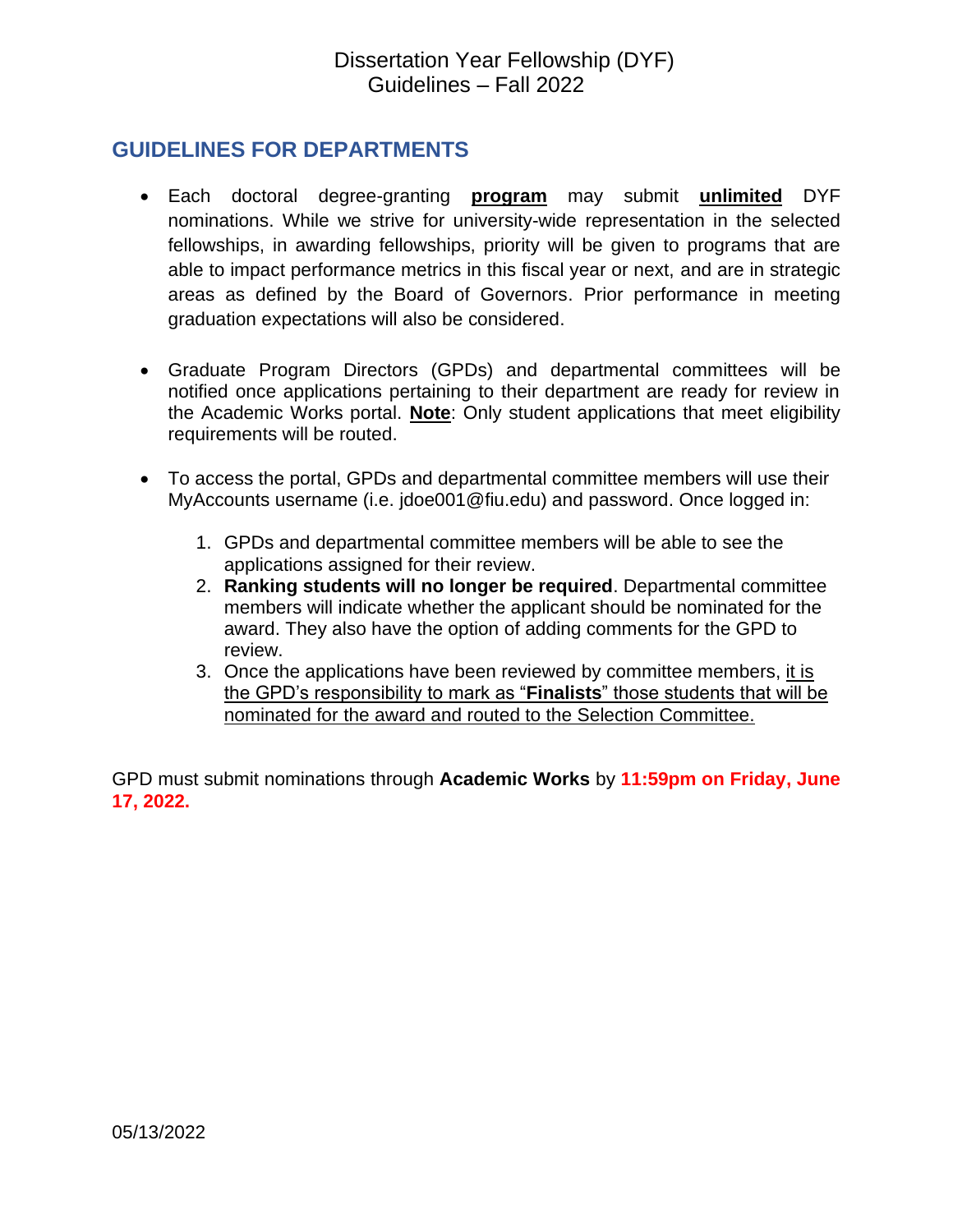Dissertation Year Fellowship (DYF)
Guidelines – Fall 2022

## GUIDELINES FOR DEPARTMENTS

- Each doctoral degree-granting **program** may submit **unlimited** DYF nominations. While we strive for university-wide representation in the selected fellowships, in awarding fellowships, priority will be given to programs that are able to impact performance metrics in this fiscal year or next, and are in strategic areas as defined by the Board of Governors. Prior performance in meeting graduation expectations will also be considered.

- Graduate Program Directors (GPDs) and departmental committees will be notified once applications pertaining to their department are ready for review in the Academic Works portal. **Note**: Only student applications that meet eligibility requirements will be routed.

- To access the portal, GPDs and departmental committee members will use their MyAccounts username (i.e. jdoe001@fiu.edu) and password. Once logged in:

  1. GPDs and departmental committee members will be able to see the applications assigned for their review.
  2. **Ranking students will no longer be required**. Departmental committee members will indicate whether the applicant should be nominated for the award. They also have the option of adding comments for the GPD to review.
  3. Once the applications have been reviewed by committee members, it is the GPD's responsibility to mark as "**Finalists**" those students that will be nominated for the award and routed to the Selection Committee.

GPD must submit nominations through **Academic Works** by **11:59pm on Friday, June 17, 2022.**

05/13/2022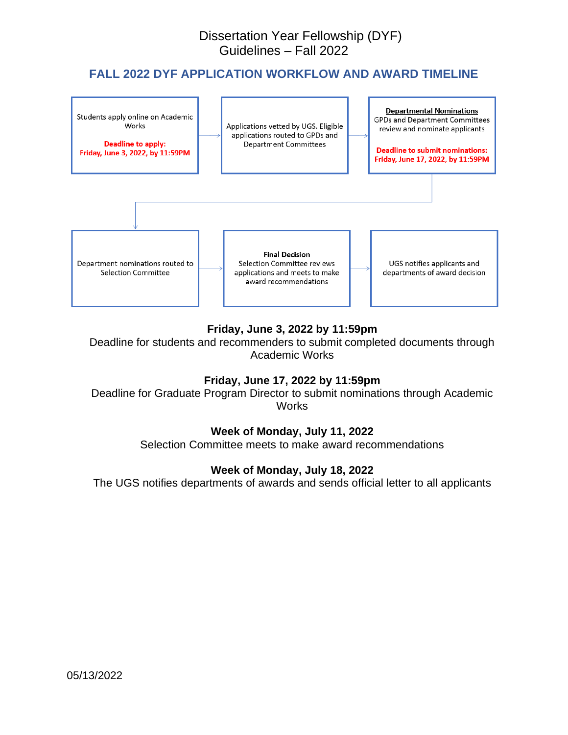# Dissertation Year Fellowship (DYF)
# Guidelines – Fall 2022

## FALL 2022 DYF APPLICATION WORKFLOW AND AWARD TIMELINE

1. Students apply online on Academic Works
   **Deadline to apply: Friday, June 3, 2022, by 11:59PM**
2. Applications vetted by UGS. Eligible applications routed to GPDs and Department Committees
3. **Departmental Nominations**
   GPDs and Department Committees review and nominate applicants
   **Deadline to submit nominations: Friday, June 17, 2022, by 11:59PM**
4. Department nominations routed to Selection Committee
5. **Final Decision**
   Selection Committee reviews applications and meets to make award recommendations
6. UGS notifies applicants and departments of award decision

**Friday, June 3, 2022 by 11:59pm**
Deadline for students and recommenders to submit completed documents through Academic Works

**Friday, June 17, 2022 by 11:59pm**
Deadline for Graduate Program Director to submit nominations through Academic Works

**Week of Monday, July 11, 2022**
Selection Committee meets to make award recommendations

**Week of Monday, July 18, 2022**
The UGS notifies departments of awards and sends official letter to all applicants

05/13/2022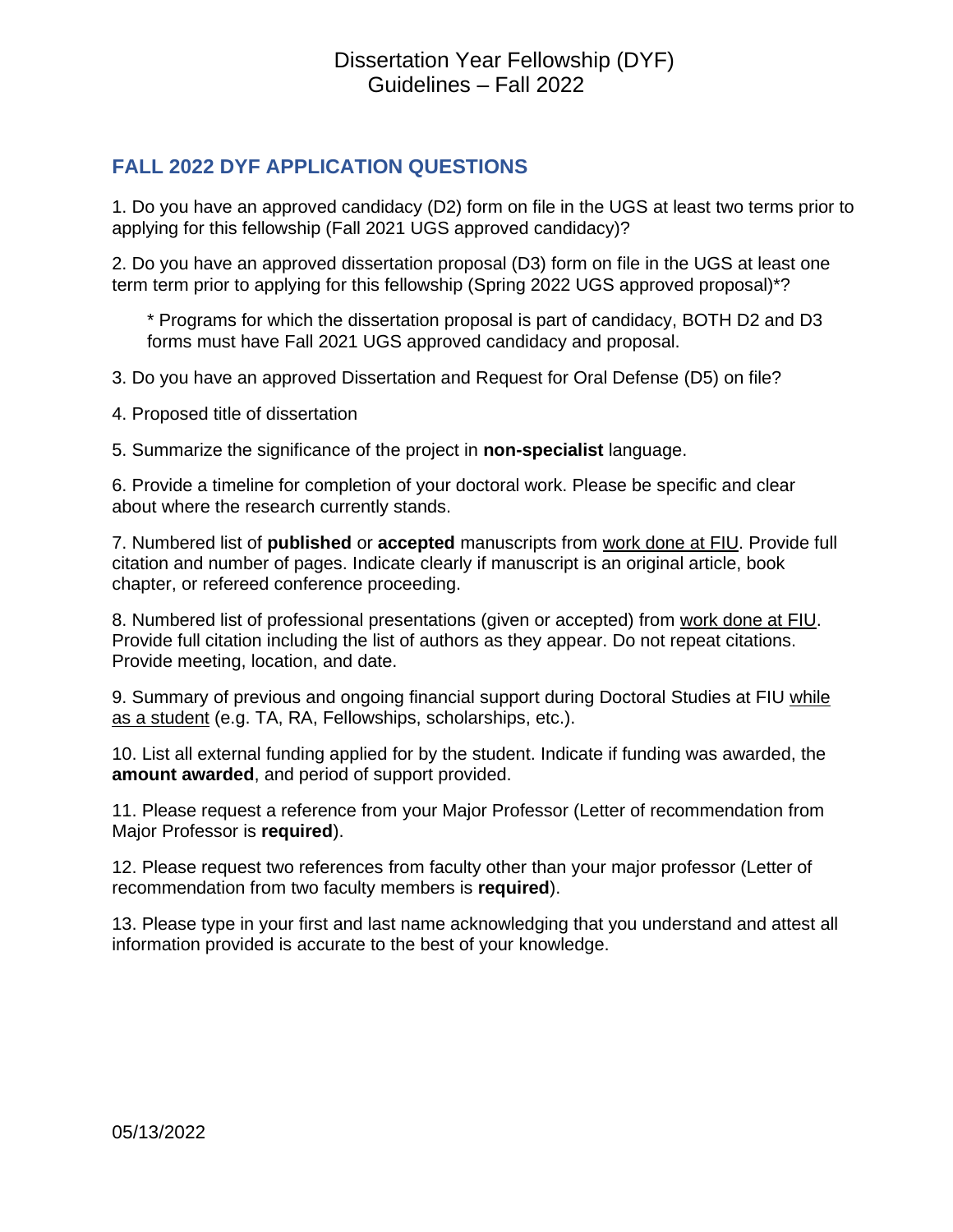## FALL 2022 DYF APPLICATION QUESTIONS

1. Do you have an approved candidacy (D2) form on file in the UGS at least two terms prior to applying for this fellowship (Fall 2021 UGS approved candidacy)?

2. Do you have an approved dissertation proposal (D3) form on file in the UGS at least one term term prior to applying for this fellowship (Spring 2022 UGS approved proposal)*?

   * Programs for which the dissertation proposal is part of candidacy, BOTH D2 and D3 forms must have Fall 2021 UGS approved candidacy and proposal.

3. Do you have an approved Dissertation and Request for Oral Defense (D5) on file?

4. Proposed title of dissertation

5. Summarize the significance of the project in **non-specialist** language.

6. Provide a timeline for completion of your doctoral work. Please be specific and clear about where the research currently stands.

7. Numbered list of **published** or **accepted** manuscripts from work done at FIU. Provide full citation and number of pages. Indicate clearly if manuscript is an original article, book chapter, or refereed conference proceeding.

8. Numbered list of professional presentations (given or accepted) from work done at FIU. Provide full citation including the list of authors as they appear. Do not repeat citations. Provide meeting, location, and date.

9. Summary of previous and ongoing financial support during Doctoral Studies at FIU while as a student (e.g. TA, RA, Fellowships, scholarships, etc.).

10. List all external funding applied for by the student. Indicate if funding was awarded, the **amount awarded**, and period of support provided.

11. Please request a reference from your Major Professor (Letter of recommendation from Major Professor is **required**).

12. Please request two references from faculty other than your major professor (Letter of recommendation from two faculty members is **required**).

13. Please type in your first and last name acknowledging that you understand and attest all information provided is accurate to the best of your knowledge.

05/13/2022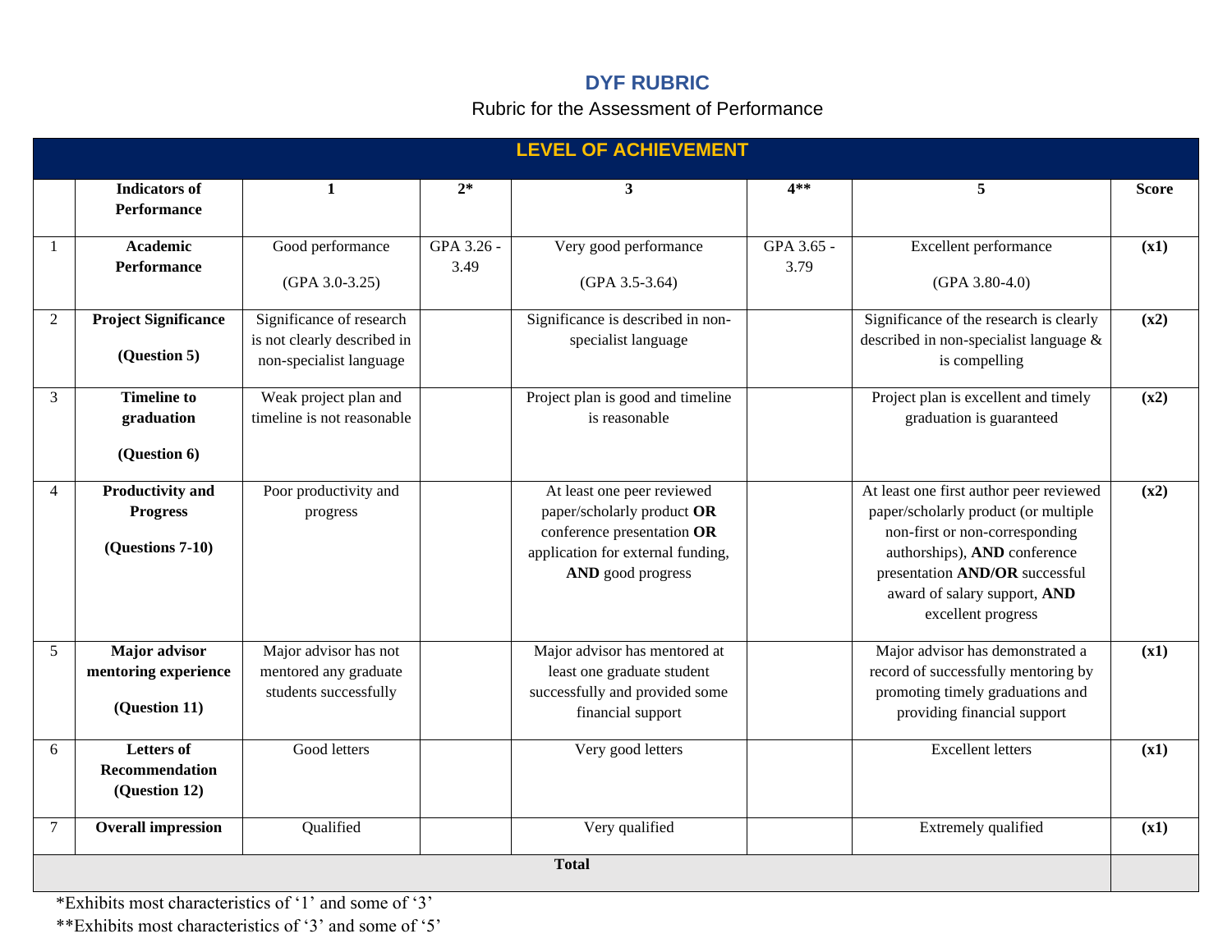# DYF RUBRIC

Rubric for the Assessment of Performance

| | LEVEL OF ACHIEVEMENT | | | | | | |
|---|---|---|---|---|---|---|---|
| | **Indicators of Performance** | **1** | **2*** | **3** | **4**** | **5** | **Score** |
| 1 | **Academic Performance** | Good performance (GPA 3.0-3.25) | GPA 3.26 - 3.49 | Very good performance (GPA 3.5-3.64) | GPA 3.65 - 3.79 | Excellent performance (GPA 3.80-4.0) | **(x1)** |
| 2 | **Project Significance (Question 5)** | Significance of research is not clearly described in non-specialist language | | Significance is described in non-specialist language | | Significance of the research is clearly described in non-specialist language & is compelling | **(x2)** |
| 3 | **Timeline to graduation (Question 6)** | Weak project plan and timeline is not reasonable | | Project plan is good and timeline is reasonable | | Project plan is excellent and timely graduation is guaranteed | **(x2)** |
| 4 | **Productivity and Progress (Questions 7-10)** | Poor productivity and progress | | At least one peer reviewed paper/scholarly product **OR** conference presentation **OR** application for external funding, **AND** good progress | | At least one first author peer reviewed paper/scholarly product (or multiple non-first or non-corresponding authorships), **AND** conference presentation **AND/OR** successful award of salary support, **AND** excellent progress | **(x2)** |
| 5 | **Major advisor mentoring experience (Question 11)** | Major advisor has not mentored any graduate students successfully | | Major advisor has mentored at least one graduate student successfully and provided some financial support | | Major advisor has demonstrated a record of successfully mentoring by promoting timely graduations and providing financial support | **(x1)** |
| 6 | **Letters of Recommendation (Question 12)** | Good letters | | Very good letters | | Excellent letters | **(x1)** |
| 7 | **Overall impression** | Qualified | | Very qualified | | Extremely qualified | **(x1)** |
| | **Total** | | | | | | |

*Exhibits most characteristics of '1' and some of '3'

**Exhibits most characteristics of '3' and some of '5'